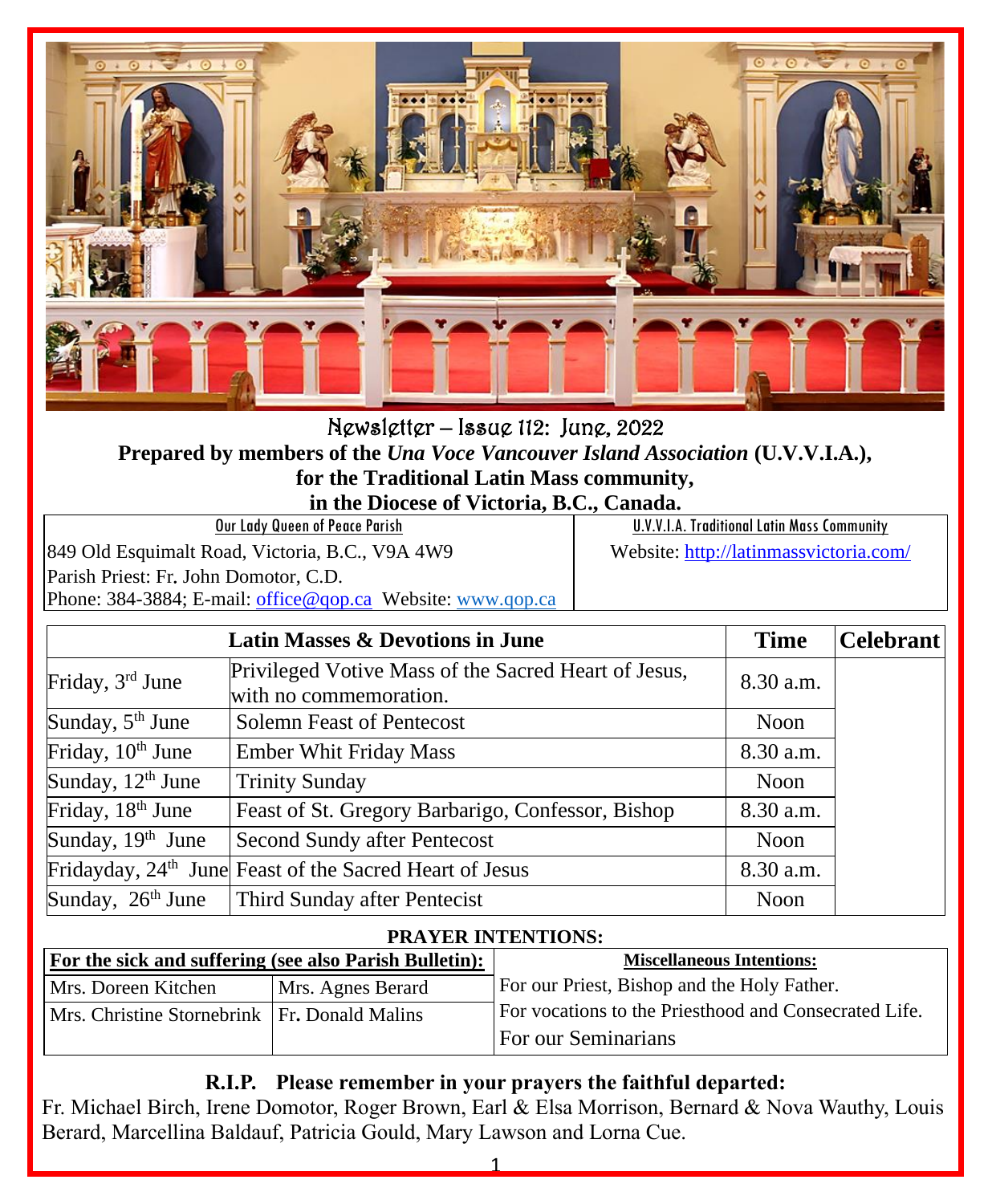Newsletter – Issue 112: June, 2022

**Prepared by members of the *Una Voce Vancouver Island Association* (U.V.V.I.A.), for the Traditional Latin Mass community, in the Diocese of Victoria, B.C., Canada.**

| Our Lady Queen of Peace Parish | U.V.V.I.A. Traditional Latin Mass Community |
|---|---|
| 849 Old Esquimalt Road, Victoria, B.C., V9A 4W9<br>Parish Priest: Fr. John Domotor, C.D.<br>Phone: 384-3884; E-mail: office@qop.ca Website: www.qop.ca | Website: http://latinmassvictoria.com/ |

| Latin Masses & Devotions in June | | Time | Celebrant |
|---|---|---|---|
| Friday, 3rd June | Privileged Votive Mass of the Sacred Heart of Jesus, with no commemoration. | 8.30 a.m. | |
| Sunday, 5th June | Solemn Feast of Pentecost | Noon | |
| Friday, 10th June | Ember Whit Friday Mass | 8.30 a.m. | |
| Sunday, 12th June | Trinity Sunday | Noon | |
| Friday, 18th June | Feast of St. Gregory Barbarigo, Confessor, Bishop | 8.30 a.m. | |
| Sunday, 19th June | Second Sundy after Pentecost | Noon | |
| Fridayday, 24th June | Feast of the Sacred Heart of Jesus | 8.30 a.m. | |
| Sunday, 26th June | Third Sunday after Pentecist | Noon | |

**PRAYER INTENTIONS:**

| For the sick and suffering (see also Parish Bulletin): | | Miscellaneous Intentions: |
|---|---|---|
| Mrs. Doreen Kitchen | Mrs. Agnes Berard | For our Priest, Bishop and the Holy Father. |
| Mrs. Christine Stornebrink | Fr. Donald Malins | For vocations to the Priesthood and Consecrated Life. |
| | | For our Seminarians |

**R.I.P. Please remember in your prayers the faithful departed:**

Fr. Michael Birch, Irene Domotor, Roger Brown, Earl & Elsa Morrison, Bernard & Nova Wauthy, Louis Berard, Marcellina Baldauf, Patricia Gould, Mary Lawson and Lorna Cue.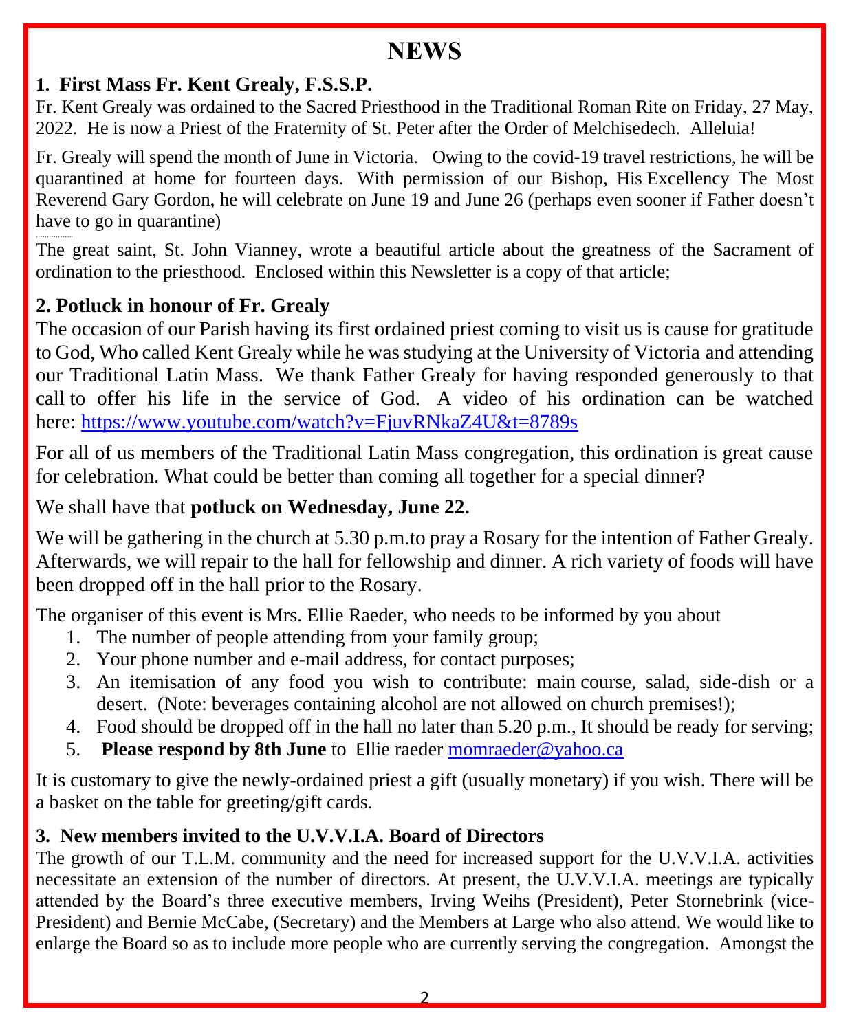# NEWS

## 1. First Mass Fr. Kent Grealy, F.S.S.P.

Fr. Kent Grealy was ordained to the Sacred Priesthood in the Traditional Roman Rite on Friday, 27 May, 2022. He is now a Priest of the Fraternity of St. Peter after the Order of Melchisedech. Alleluia!

Fr. Grealy will spend the month of June in Victoria. Owing to the covid-19 travel restrictions, he will be quarantined at home for fourteen days. With permission of our Bishop, His Excellency The Most Reverend Gary Gordon, he will celebrate on June 19 and June 26 (perhaps even sooner if Father doesn't have to go in quarantine)

The great saint, St. John Vianney, wrote a beautiful article about the greatness of the Sacrament of ordination to the priesthood. Enclosed within this Newsletter is a copy of that article;

## 2. Potluck in honour of Fr. Grealy

The occasion of our Parish having its first ordained priest coming to visit us is cause for gratitude to God, Who called Kent Grealy while he was studying at the University of Victoria and attending our Traditional Latin Mass. We thank Father Grealy for having responded generously to that call to offer his life in the service of God. A video of his ordination can be watched here: https://www.youtube.com/watch?v=FjuvRNkaZ4U&t=8789s

For all of us members of the Traditional Latin Mass congregation, this ordination is great cause for celebration. What could be better than coming all together for a special dinner?

We shall have that **potluck on Wednesday, June 22.**

We will be gathering in the church at 5.30 p.m.to pray a Rosary for the intention of Father Grealy. Afterwards, we will repair to the hall for fellowship and dinner. A rich variety of foods will have been dropped off in the hall prior to the Rosary.

The organiser of this event is Mrs. Ellie Raeder, who needs to be informed by you about

1. The number of people attending from your family group;
2. Your phone number and e-mail address, for contact purposes;
3. An itemisation of any food you wish to contribute: main course, salad, side-dish or a desert. (Note: beverages containing alcohol are not allowed on church premises!);
4. Food should be dropped off in the hall no later than 5.20 p.m., It should be ready for serving;
5. **Please respond by 8th June** to Ellie raeder momraeder@yahoo.ca

It is customary to give the newly-ordained priest a gift (usually monetary) if you wish. There will be a basket on the table for greeting/gift cards.

## 3. New members invited to the U.V.V.I.A. Board of Directors

The growth of our T.L.M. community and the need for increased support for the U.V.V.I.A. activities necessitate an extension of the number of directors. At present, the U.V.V.I.A. meetings are typically attended by the Board's three executive members, Irving Weihs (President), Peter Stornebrink (vice-President) and Bernie McCabe, (Secretary) and the Members at Large who also attend. We would like to enlarge the Board so as to include more people who are currently serving the congregation. Amongst the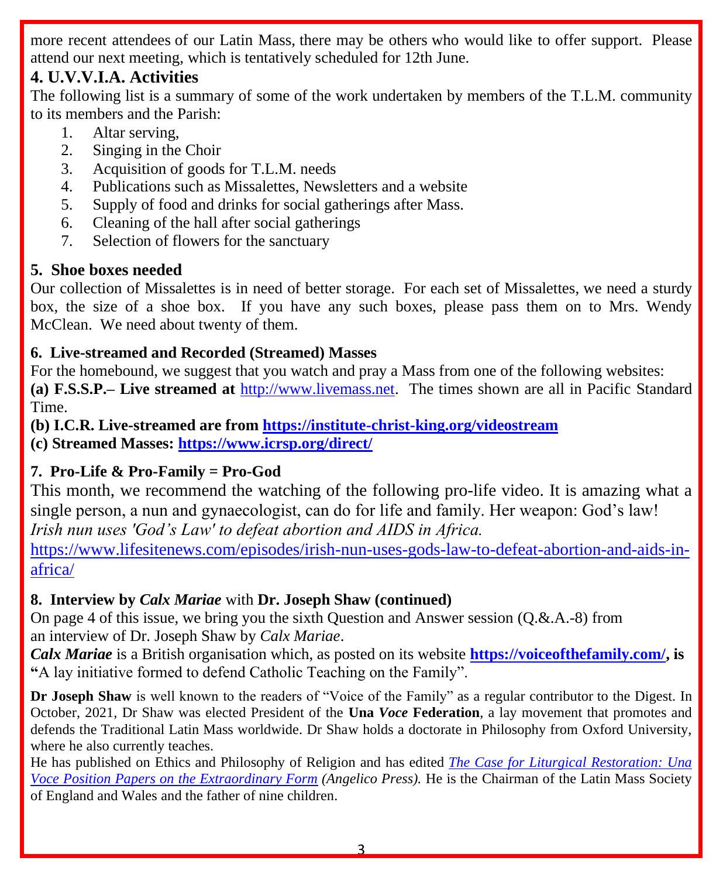more recent attendees of our Latin Mass, there may be others who would like to offer support. Please attend our next meeting, which is tentatively scheduled for 12th June.

## 4. U.V.V.I.A. Activities

The following list is a summary of some of the work undertaken by members of the T.L.M. community to its members and the Parish:

1. Altar serving,
2. Singing in the Choir
3. Acquisition of goods for T.L.M. needs
4. Publications such as Missalettes, Newsletters and a website
5. Supply of food and drinks for social gatherings after Mass.
6. Cleaning of the hall after social gatherings
7. Selection of flowers for the sanctuary

### 5. Shoe boxes needed

Our collection of Missalettes is in need of better storage. For each set of Missalettes, we need a sturdy box, the size of a shoe box. If you have any such boxes, please pass them on to Mrs. Wendy McClean. We need about twenty of them.

### 6. Live-streamed and Recorded (Streamed) Masses

For the homebound, we suggest that you watch and pray a Mass from one of the following websites:

**(a) F.S.S.P.– Live streamed at** http://www.livemass.net. The times shown are all in Pacific Standard Time.

**(b) I.C.R. Live-streamed are from https://institute-christ-king.org/videostream**

**(c) Streamed Masses: https://www.icrsp.org/direct/**

### 7. Pro-Life & Pro-Family = Pro-God

This month, we recommend the watching of the following pro-life video. It is amazing what a single person, a nun and gynaecologist, can do for life and family. Her weapon: God's law!

*Irish nun uses 'God's Law' to defeat abortion and AIDS in Africa.*

https://www.lifesitenews.com/episodes/irish-nun-uses-gods-law-to-defeat-abortion-and-aids-in-africa/

### 8. Interview by *Calx Mariae* with Dr. Joseph Shaw (continued)

On page 4 of this issue, we bring you the sixth Question and Answer session (Q.&.A.-8) from an interview of Dr. Joseph Shaw by *Calx Mariae*.

***Calx Mariae*** is a British organisation which, as posted on its website **https://voiceofthefamily.com/, is "**A lay initiative formed to defend Catholic Teaching on the Family".

**Dr Joseph Shaw** is well known to the readers of "Voice of the Family" as a regular contributor to the Digest. In October, 2021, Dr Shaw was elected President of the **Una *Voce* Federation**, a lay movement that promotes and defends the Traditional Latin Mass worldwide. Dr Shaw holds a doctorate in Philosophy from Oxford University, where he also currently teaches.

He has published on Ethics and Philosophy of Religion and has edited *The Case for Liturgical Restoration: Una Voce Position Papers on the Extraordinary Form (Angelico Press).* He is the Chairman of the Latin Mass Society of England and Wales and the father of nine children.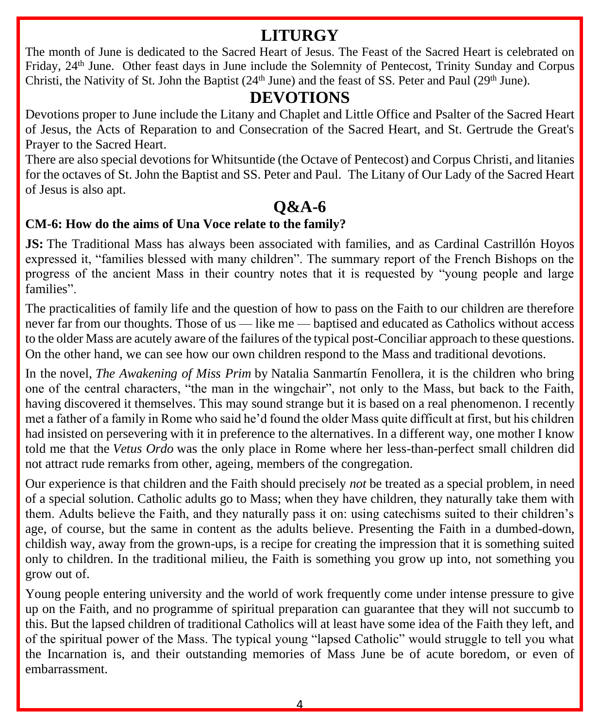# LITURGY

The month of June is dedicated to the Sacred Heart of Jesus. The Feast of the Sacred Heart is celebrated on Friday, 24th June. Other feast days in June include the Solemnity of Pentecost, Trinity Sunday and Corpus Christi, the Nativity of St. John the Baptist (24th June) and the feast of SS. Peter and Paul (29th June).

# DEVOTIONS

Devotions proper to June include the Litany and Chaplet and Little Office and Psalter of the Sacred Heart of Jesus, the Acts of Reparation to and Consecration of the Sacred Heart, and St. Gertrude the Great's Prayer to the Sacred Heart.

There are also special devotions for Whitsuntide (the Octave of Pentecost) and Corpus Christi, and litanies for the octaves of St. John the Baptist and SS. Peter and Paul. The Litany of Our Lady of the Sacred Heart of Jesus is also apt.

# Q&A-6

**CM-6: How do the aims of Una Voce relate to the family?**

**JS:** The Traditional Mass has always been associated with families, and as Cardinal Castrillón Hoyos expressed it, "families blessed with many children". The summary report of the French Bishops on the progress of the ancient Mass in their country notes that it is requested by "young people and large families".

The practicalities of family life and the question of how to pass on the Faith to our children are therefore never far from our thoughts. Those of us — like me — baptised and educated as Catholics without access to the older Mass are acutely aware of the failures of the typical post-Conciliar approach to these questions. On the other hand, we can see how our own children respond to the Mass and traditional devotions.

In the novel, *The Awakening of Miss Prim* by Natalia Sanmartín Fenollera, it is the children who bring one of the central characters, "the man in the wingchair", not only to the Mass, but back to the Faith, having discovered it themselves. This may sound strange but it is based on a real phenomenon. I recently met a father of a family in Rome who said he'd found the older Mass quite difficult at first, but his children had insisted on persevering with it in preference to the alternatives. In a different way, one mother I know told me that the *Vetus Ordo* was the only place in Rome where her less-than-perfect small children did not attract rude remarks from other, ageing, members of the congregation.

Our experience is that children and the Faith should precisely *not* be treated as a special problem, in need of a special solution. Catholic adults go to Mass; when they have children, they naturally take them with them. Adults believe the Faith, and they naturally pass it on: using catechisms suited to their children's age, of course, but the same in content as the adults believe. Presenting the Faith in a dumbed-down, childish way, away from the grown-ups, is a recipe for creating the impression that it is something suited only to children. In the traditional milieu, the Faith is something you grow up into, not something you grow out of.

Young people entering university and the world of work frequently come under intense pressure to give up on the Faith, and no programme of spiritual preparation can guarantee that they will not succumb to this. But the lapsed children of traditional Catholics will at least have some idea of the Faith they left, and of the spiritual power of the Mass. The typical young "lapsed Catholic" would struggle to tell you what the Incarnation is, and their outstanding memories of Mass June be of acute boredom, or even of embarrassment.